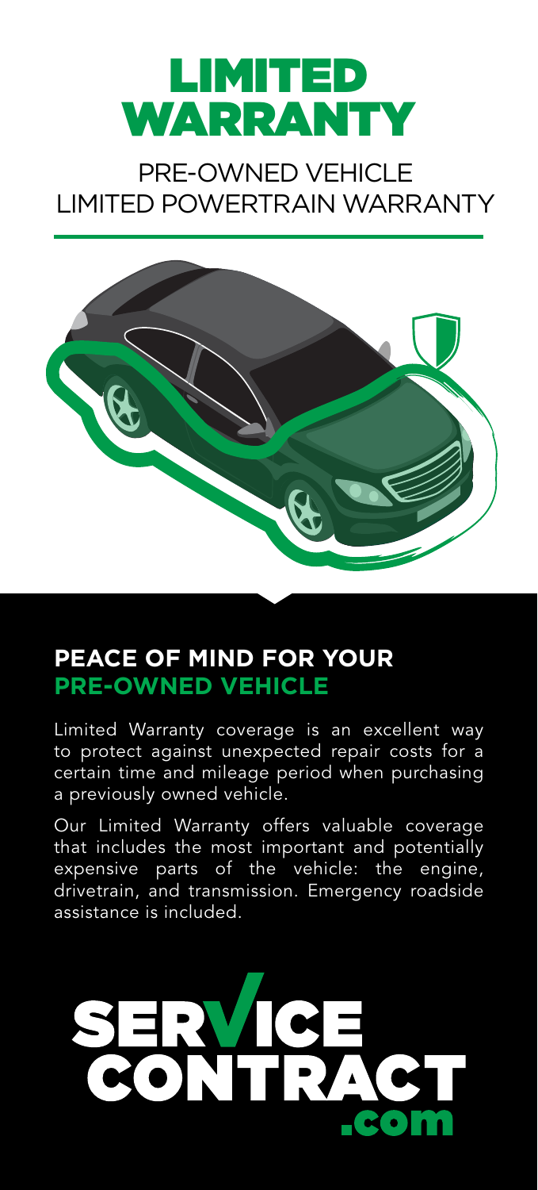# LIMITED WARRANTY

## PRE-OWNED VEHICLE LIMITED POWERTRAIN WARRANTY

## PEACE OF MIND FOR YOUR PRE-OWNED VEHICLE

Limited Warranty coverage is an excellent way to protect against unexpected repair costs for a certain time and mileage period when purchasing a previously owned vehicle.

Our Limited Warranty offers valuable coverage that includes the most important and potentially expensive parts of the vehicle: the engine, drivetrain, and transmission. Emergency roadside assistance is included.

SERVICE CONTRACT .com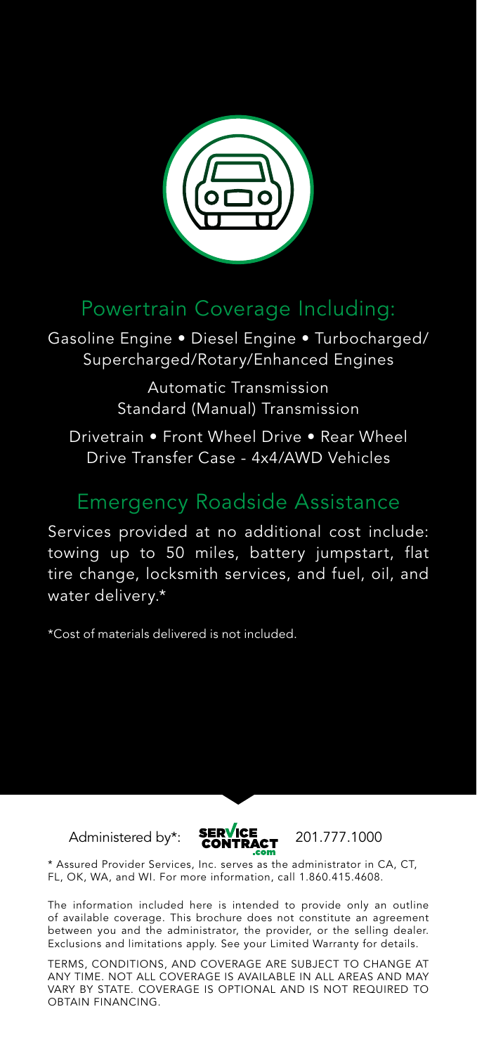## Powertrain Coverage Including:

Gasoline Engine • Diesel Engine • Turbocharged/ Supercharged/Rotary/Enhanced Engines

Automatic Transmission
Standard (Manual) Transmission

Drivetrain • Front Wheel Drive • Rear Wheel Drive Transfer Case - 4x4/AWD Vehicles

## Emergency Roadside Assistance

Services provided at no additional cost include: towing up to 50 miles, battery jumpstart, flat tire change, locksmith services, and fuel, oil, and water delivery.*

*Cost of materials delivered is not included.

Administered by*: SERVICE CONTRACT .com 201.777.1000

* Assured Provider Services, Inc. serves as the administrator in CA, CT, FL, OK, WA, and WI. For more information, call 1.860.415.4608.

The information included here is intended to provide only an outline of available coverage. This brochure does not constitute an agreement between you and the administrator, the provider, or the selling dealer. Exclusions and limitations apply. See your Limited Warranty for details.

TERMS, CONDITIONS, AND COVERAGE ARE SUBJECT TO CHANGE AT ANY TIME. NOT ALL COVERAGE IS AVAILABLE IN ALL AREAS AND MAY VARY BY STATE. COVERAGE IS OPTIONAL AND IS NOT REQUIRED TO OBTAIN FINANCING.